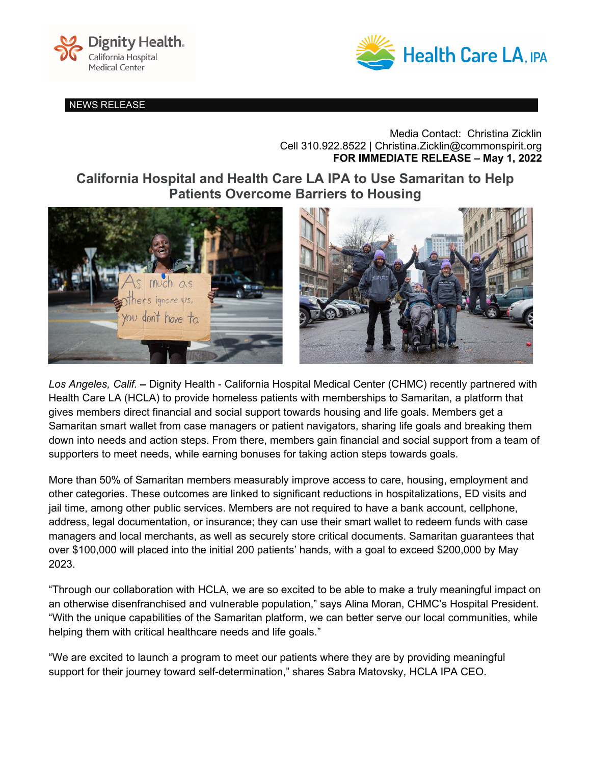NEWS RELEASE

Media Contact: Christina Zicklin
Cell 310.922.8522 | Christina.Zicklin@commonspirit.org
**FOR IMMEDIATE RELEASE – May 1, 2022**

# California Hospital and Health Care LA IPA to Use Samaritan to Help Patients Overcome Barriers to Housing

*Los Angeles, Calif.* **–** Dignity Health - California Hospital Medical Center (CHMC) recently partnered with Health Care LA (HCLA) to provide homeless patients with memberships to Samaritan, a platform that gives members direct financial and social support towards housing and life goals. Members get a Samaritan smart wallet from case managers or patient navigators, sharing life goals and breaking them down into needs and action steps. From there, members gain financial and social support from a team of supporters to meet needs, while earning bonuses for taking action steps towards goals.

More than 50% of Samaritan members measurably improve access to care, housing, employment and other categories. These outcomes are linked to significant reductions in hospitalizations, ED visits and jail time, among other public services. Members are not required to have a bank account, cellphone, address, legal documentation, or insurance; they can use their smart wallet to redeem funds with case managers and local merchants, as well as securely store critical documents. Samaritan guarantees that over $100,000 will placed into the initial 200 patients' hands, with a goal to exceed $200,000 by May 2023.

"Through our collaboration with HCLA, we are so excited to be able to make a truly meaningful impact on an otherwise disenfranchised and vulnerable population," says Alina Moran, CHMC's Hospital President. "With the unique capabilities of the Samaritan platform, we can better serve our local communities, while helping them with critical healthcare needs and life goals."

"We are excited to launch a program to meet our patients where they are by providing meaningful support for their journey toward self-determination," shares Sabra Matovsky, HCLA IPA CEO.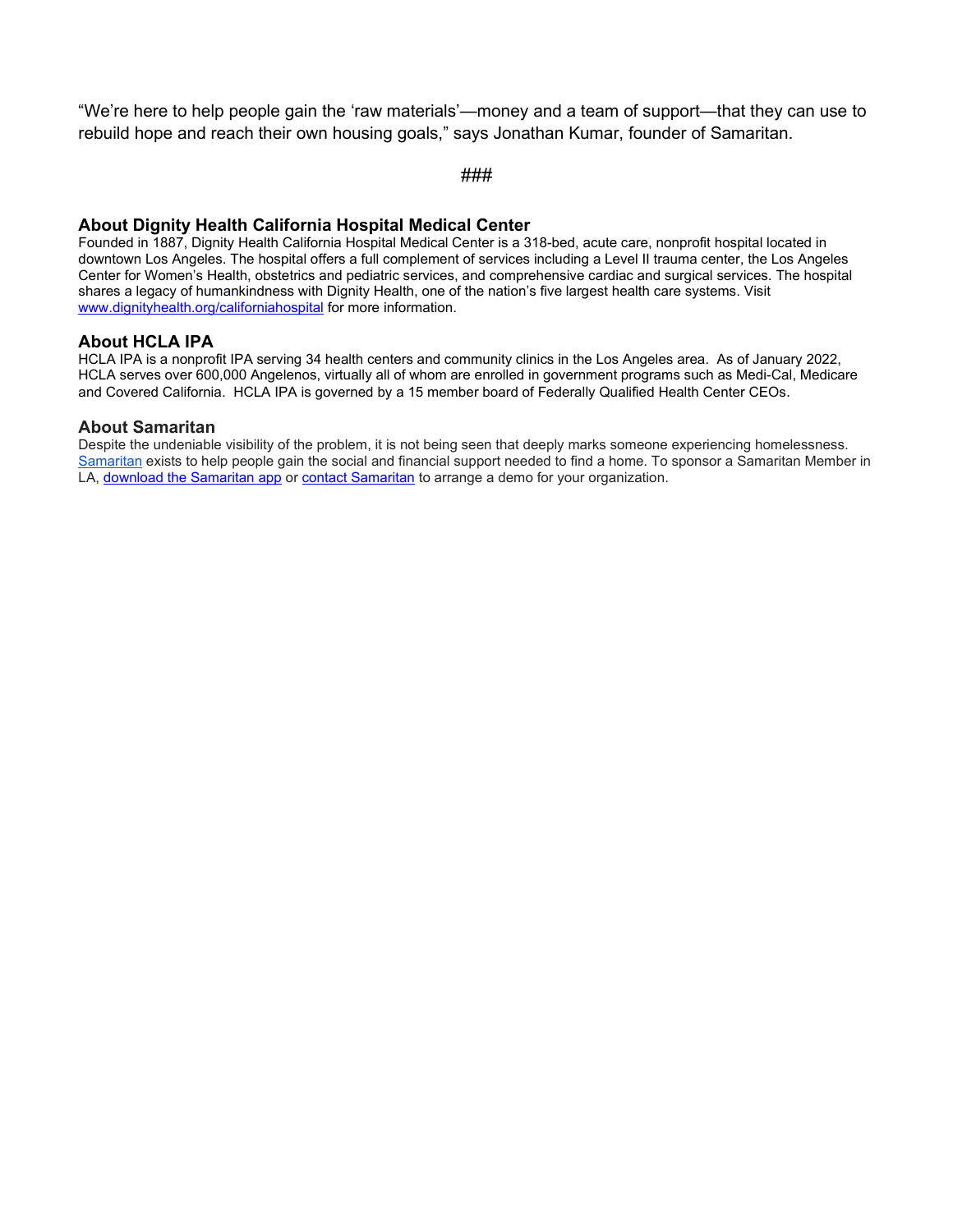“We’re here to help people gain the ‘raw materials’—money and a team of support—that they can use to rebuild hope and reach their own housing goals,” says Jonathan Kumar, founder of Samaritan.

###

### About Dignity Health California Hospital Medical Center

Founded in 1887, Dignity Health California Hospital Medical Center is a 318-bed, acute care, nonprofit hospital located in downtown Los Angeles. The hospital offers a full complement of services including a Level II trauma center, the Los Angeles Center for Women’s Health, obstetrics and pediatric services, and comprehensive cardiac and surgical services. The hospital shares a legacy of humankindness with Dignity Health, one of the nation’s five largest health care systems. Visit www.dignityhealth.org/californiahospital for more information.

### About HCLA IPA

HCLA IPA is a nonprofit IPA serving 34 health centers and community clinics in the Los Angeles area. As of January 2022, HCLA serves over 600,000 Angelenos, virtually all of whom are enrolled in government programs such as Medi-Cal, Medicare and Covered California. HCLA IPA is governed by a 15 member board of Federally Qualified Health Center CEOs.

### About Samaritan

Despite the undeniable visibility of the problem, it is not being seen that deeply marks someone experiencing homelessness. Samaritan exists to help people gain the social and financial support needed to find a home. To sponsor a Samaritan Member in LA, download the Samaritan app or contact Samaritan to arrange a demo for your organization.